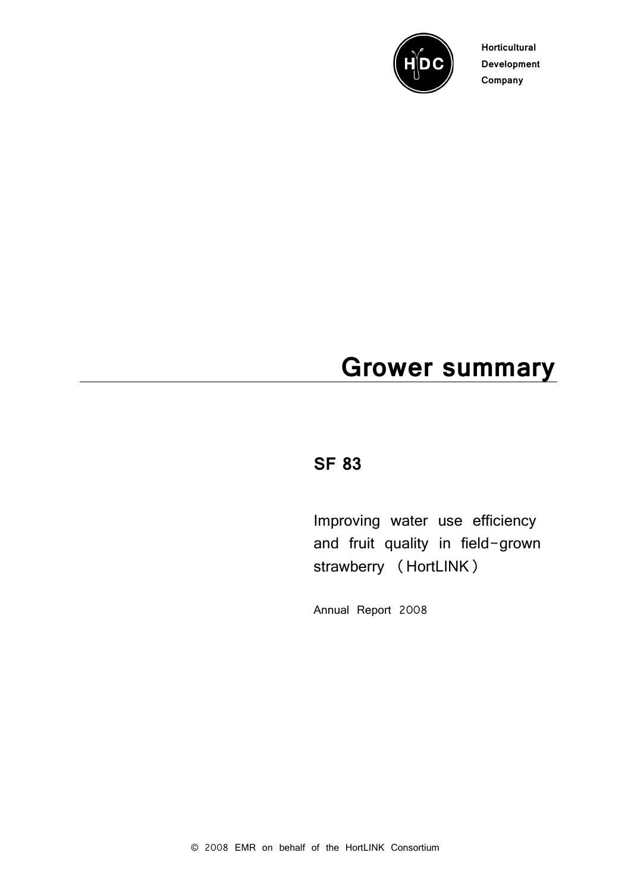Horticultural Development Company

# Grower summary

## SF 83

Improving water use efficiency and fruit quality in field-grown strawberry (HortLINK)

Annual Report 2008

© 2008 EMR on behalf of the HortLINK Consortium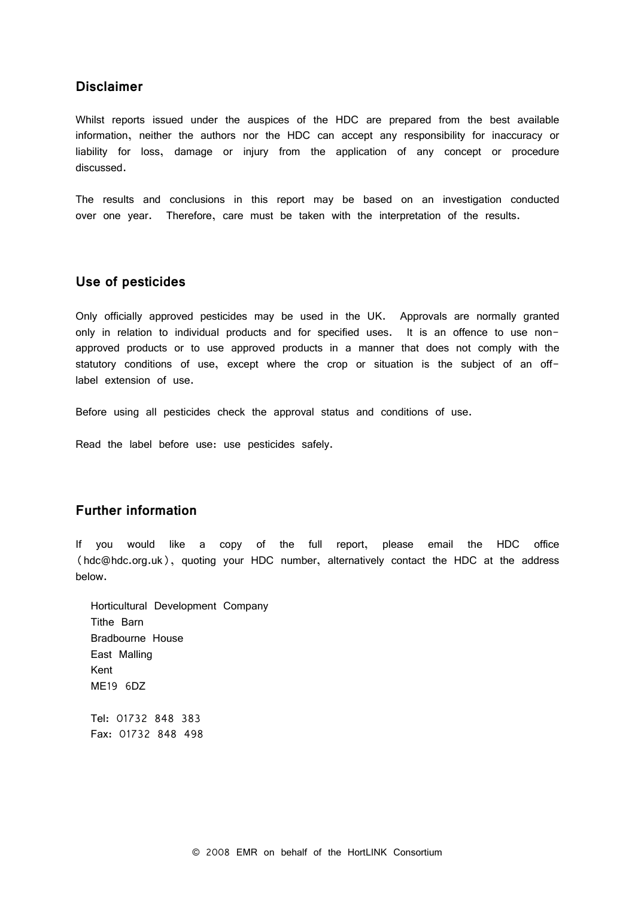## Disclaimer

Whilst reports issued under the auspices of the HDC are prepared from the best available information, neither the authors nor the HDC can accept any responsibility for inaccuracy or liability for loss, damage or injury from the application of any concept or procedure discussed.

The results and conclusions in this report may be based on an investigation conducted over one year. Therefore, care must be taken with the interpretation of the results.

## Use of pesticides

Only officially approved pesticides may be used in the UK. Approvals are normally granted only in relation to individual products and for specified uses. It is an offence to use non-approved products or to use approved products in a manner that does not comply with the statutory conditions of use, except where the crop or situation is the subject of an off-label extension of use.

Before using all pesticides check the approval status and conditions of use.

Read the label before use: use pesticides safely.

## Further information

If you would like a copy of the full report, please email the HDC office (hdc@hdc.org.uk), quoting your HDC number, alternatively contact the HDC at the address below.

Horticultural Development Company
Tithe Barn
Bradbourne House
East Malling
Kent
ME19 6DZ

Tel: 01732 848 383
Fax: 01732 848 498

© 2008 EMR on behalf of the HortLINK Consortium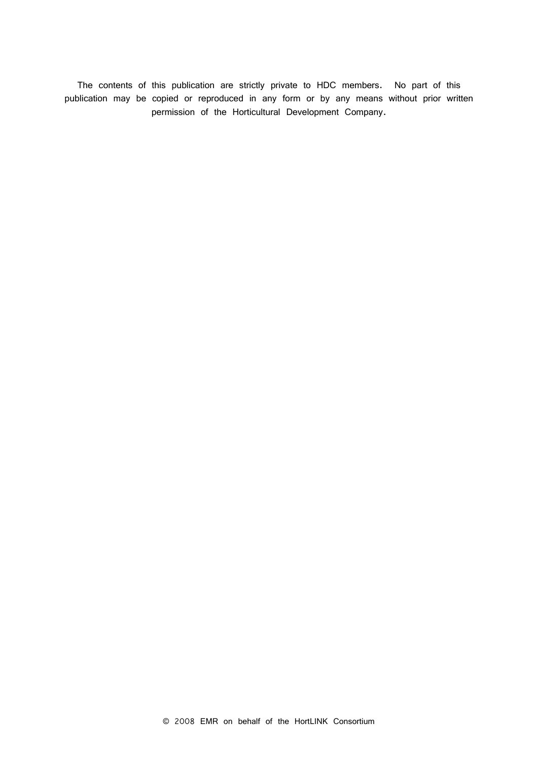The contents of this publication are strictly private to HDC members. No part of this publication may be copied or reproduced in any form or by any means without prior written permission of the Horticultural Development Company.

© 2008 EMR on behalf of the HortLINK Consortium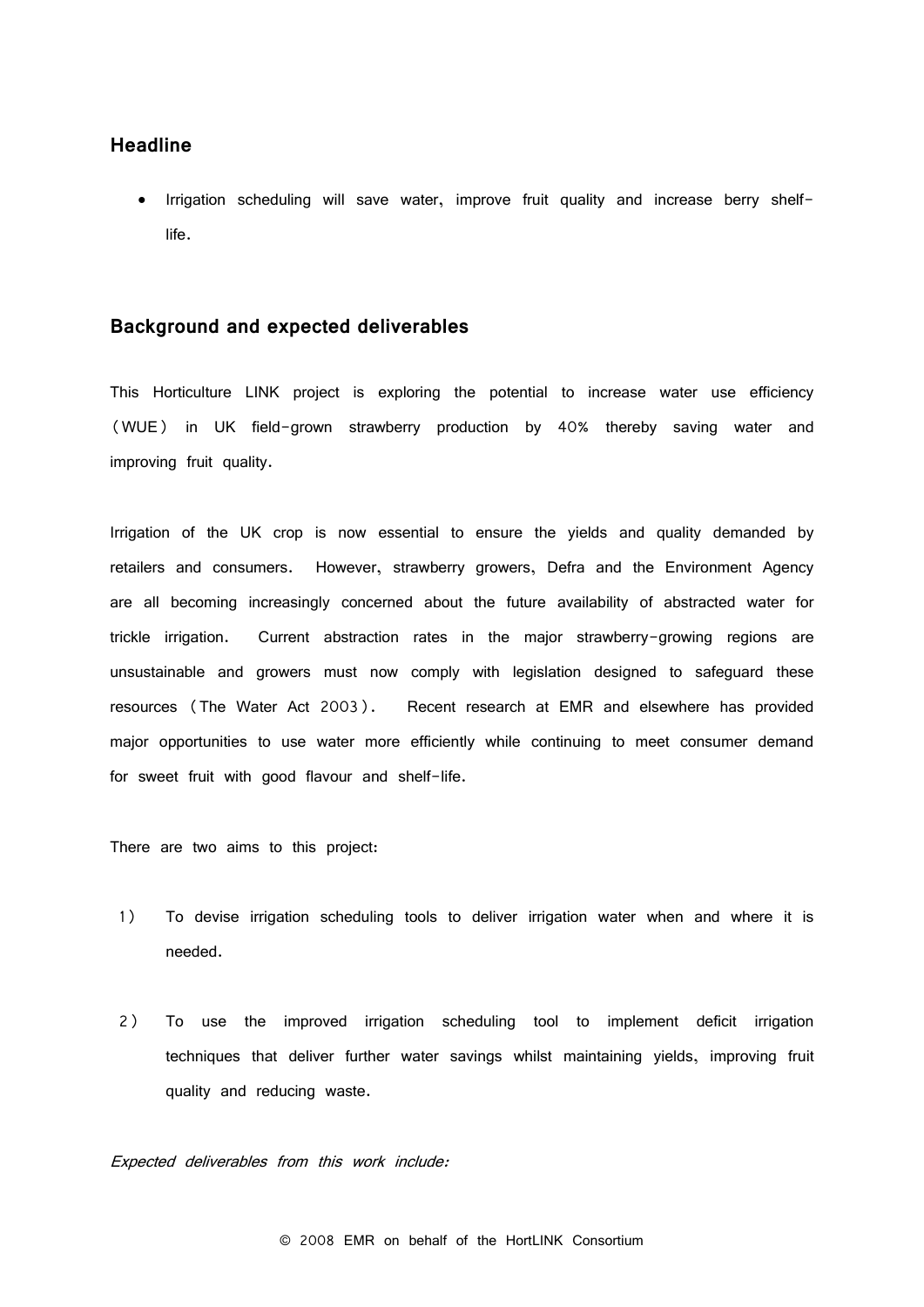## Headline

- Irrigation scheduling will save water, improve fruit quality and increase berry shelf-life.

## Background and expected deliverables

This Horticulture LINK project is exploring the potential to increase water use efficiency (WUE) in UK field-grown strawberry production by 40% thereby saving water and improving fruit quality.

Irrigation of the UK crop is now essential to ensure the yields and quality demanded by retailers and consumers. However, strawberry growers, Defra and the Environment Agency are all becoming increasingly concerned about the future availability of abstracted water for trickle irrigation. Current abstraction rates in the major strawberry-growing regions are unsustainable and growers must now comply with legislation designed to safeguard these resources (The Water Act 2003). Recent research at EMR and elsewhere has provided major opportunities to use water more efficiently while continuing to meet consumer demand for sweet fruit with good flavour and shelf-life.

There are two aims to this project:

1) To devise irrigation scheduling tools to deliver irrigation water when and where it is needed.

2) To use the improved irrigation scheduling tool to implement deficit irrigation techniques that deliver further water savings whilst maintaining yields, improving fruit quality and reducing waste.

*Expected deliverables from this work include:*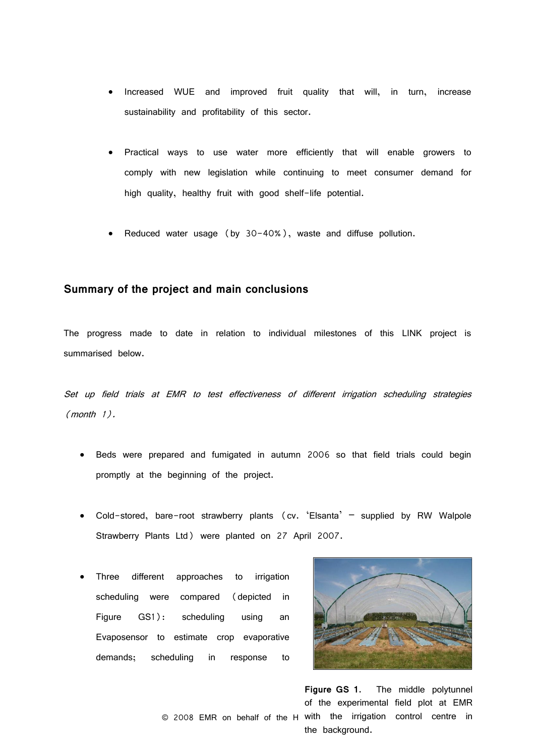- Increased WUE and improved fruit quality that will, in turn, increase sustainability and profitability of this sector.

- Practical ways to use water more efficiently that will enable growers to comply with new legislation while continuing to meet consumer demand for high quality, healthy fruit with good shelf-life potential.

- Reduced water usage (by 30-40%), waste and diffuse pollution.

## Summary of the project and main conclusions

The progress made to date in relation to individual milestones of this LINK project is summarised below.

*Set up field trials at EMR to test effectiveness of different irrigation scheduling strategies (month 1).*

- Beds were prepared and fumigated in autumn 2006 so that field trials could begin promptly at the beginning of the project.

- Cold-stored, bare-root strawberry plants (cv. 'Elsanta' – supplied by RW Walpole Strawberry Plants Ltd) were planted on 27 April 2007.

- Three different approaches to irrigation scheduling were compared (depicted in Figure GS1): scheduling using an Evaposensor to estimate crop evaporative demands; scheduling in response to

**Figure GS 1.** The middle polytunnel of the experimental field plot at EMR with the irrigation control centre in the background.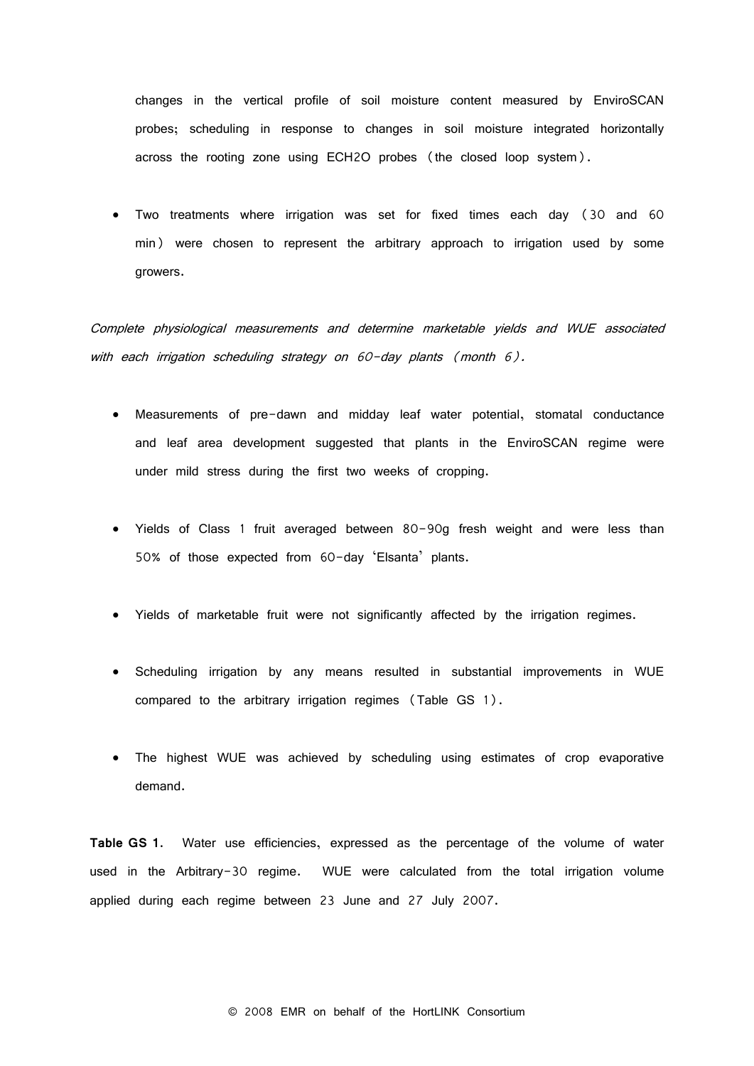changes in the vertical profile of soil moisture content measured by EnviroSCAN probes; scheduling in response to changes in soil moisture integrated horizontally across the rooting zone using ECH2O probes (the closed loop system).

- Two treatments where irrigation was set for fixed times each day (30 and 60 min) were chosen to represent the arbitrary approach to irrigation used by some growers.

*Complete physiological measurements and determine marketable yields and WUE associated with each irrigation scheduling strategy on 60-day plants (month 6).*

- Measurements of pre-dawn and midday leaf water potential, stomatal conductance and leaf area development suggested that plants in the EnviroSCAN regime were under mild stress during the first two weeks of cropping.
- Yields of Class 1 fruit averaged between 80-90g fresh weight and were less than 50% of those expected from 60-day 'Elsanta' plants.
- Yields of marketable fruit were not significantly affected by the irrigation regimes.
- Scheduling irrigation by any means resulted in substantial improvements in WUE compared to the arbitrary irrigation regimes (Table GS 1).
- The highest WUE was achieved by scheduling using estimates of crop evaporative demand.

**Table GS 1.** Water use efficiencies, expressed as the percentage of the volume of water used in the Arbitrary-30 regime. WUE were calculated from the total irrigation volume applied during each regime between 23 June and 27 July 2007.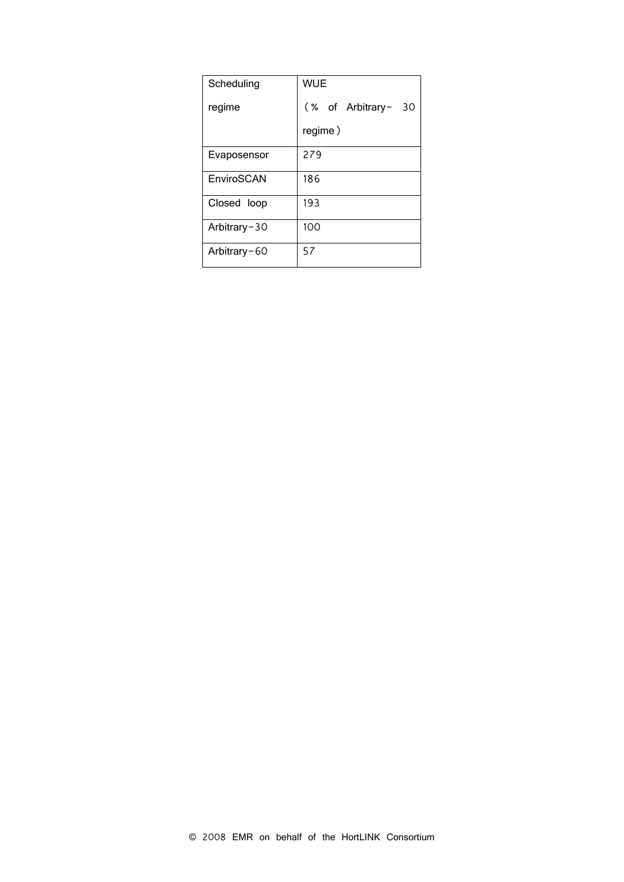| Scheduling regime | WUE (% of Arbitrary- 30 regime) |
| --- | --- |
| Evaposensor | 279 |
| EnviroSCAN | 186 |
| Closed loop | 193 |
| Arbitrary-30 | 100 |
| Arbitrary-60 | 57 |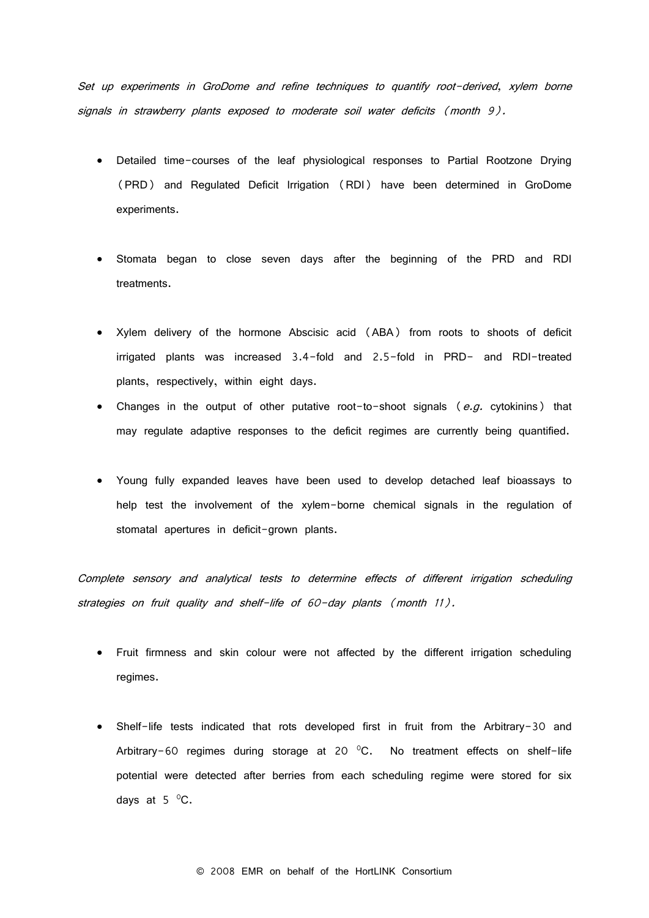*Set up experiments in GroDome and refine techniques to quantify root-derived, xylem borne signals in strawberry plants exposed to moderate soil water deficits (month 9).*

- Detailed time-courses of the leaf physiological responses to Partial Rootzone Drying (PRD) and Regulated Deficit Irrigation (RDI) have been determined in GroDome experiments.
- Stomata began to close seven days after the beginning of the PRD and RDI treatments.
- Xylem delivery of the hormone Abscisic acid (ABA) from roots to shoots of deficit irrigated plants was increased 3.4-fold and 2.5-fold in PRD- and RDI-treated plants, respectively, within eight days.
- Changes in the output of other putative root-to-shoot signals (*e.g.* cytokinins) that may regulate adaptive responses to the deficit regimes are currently being quantified.
- Young fully expanded leaves have been used to develop detached leaf bioassays to help test the involvement of the xylem-borne chemical signals in the regulation of stomatal apertures in deficit-grown plants.

*Complete sensory and analytical tests to determine effects of different irrigation scheduling strategies on fruit quality and shelf-life of 60-day plants (month 11).*

- Fruit firmness and skin colour were not affected by the different irrigation scheduling regimes.
- Shelf-life tests indicated that rots developed first in fruit from the Arbitrary-30 and Arbitrary-60 regimes during storage at 20 $^{0}$C. No treatment effects on shelf-life potential were detected after berries from each scheduling regime were stored for six days at 5 $^{0}$C.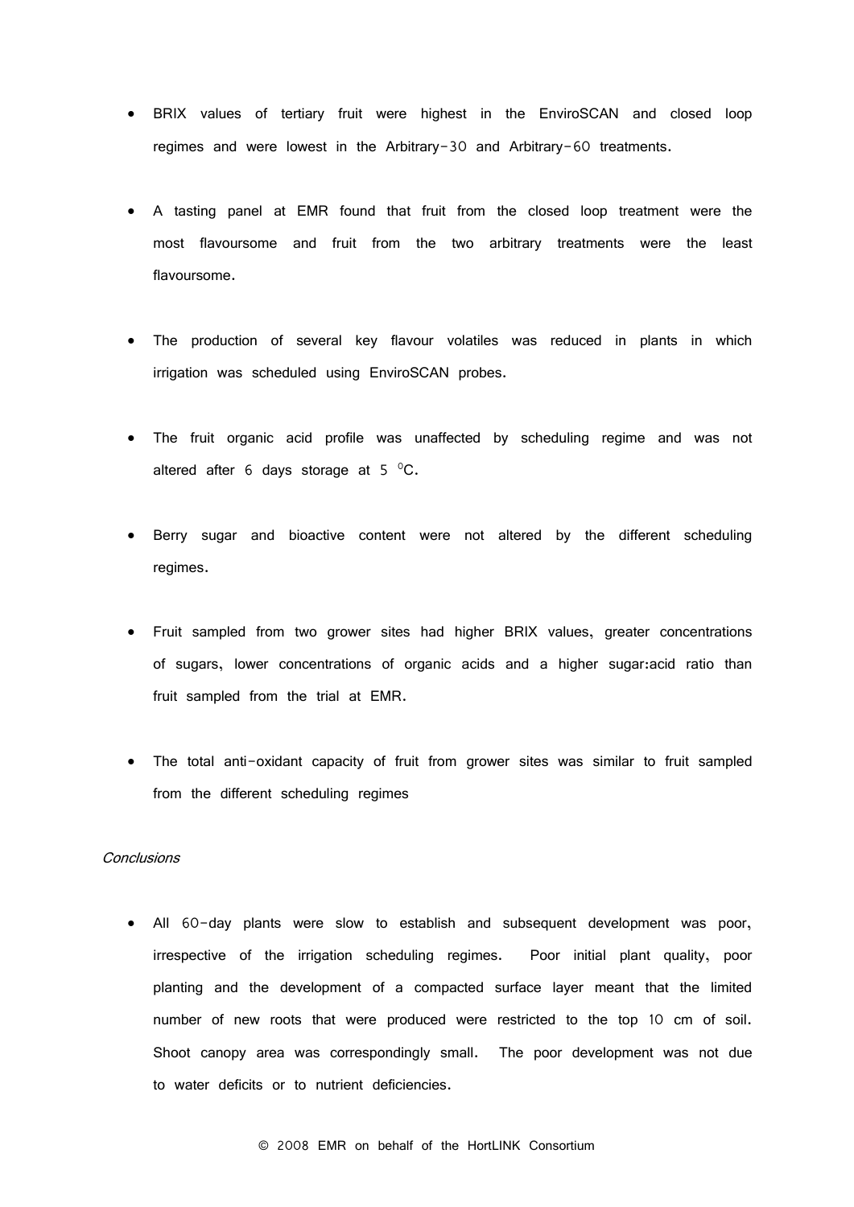- BRIX values of tertiary fruit were highest in the EnviroSCAN and closed loop regimes and were lowest in the Arbitrary-30 and Arbitrary-60 treatments.

- A tasting panel at EMR found that fruit from the closed loop treatment were the most flavoursome and fruit from the two arbitrary treatments were the least flavoursome.

- The production of several key flavour volatiles was reduced in plants in which irrigation was scheduled using EnviroSCAN probes.

- The fruit organic acid profile was unaffected by scheduling regime and was not altered after 6 days storage at 5 $^{0}$C.

- Berry sugar and bioactive content were not altered by the different scheduling regimes.

- Fruit sampled from two grower sites had higher BRIX values, greater concentrations of sugars, lower concentrations of organic acids and a higher sugar:acid ratio than fruit sampled from the trial at EMR.

- The total anti-oxidant capacity of fruit from grower sites was similar to fruit sampled from the different scheduling regimes

*Conclusions*

- All 60-day plants were slow to establish and subsequent development was poor, irrespective of the irrigation scheduling regimes. Poor initial plant quality, poor planting and the development of a compacted surface layer meant that the limited number of new roots that were produced were restricted to the top 10 cm of soil. Shoot canopy area was correspondingly small. The poor development was not due to water deficits or to nutrient deficiencies.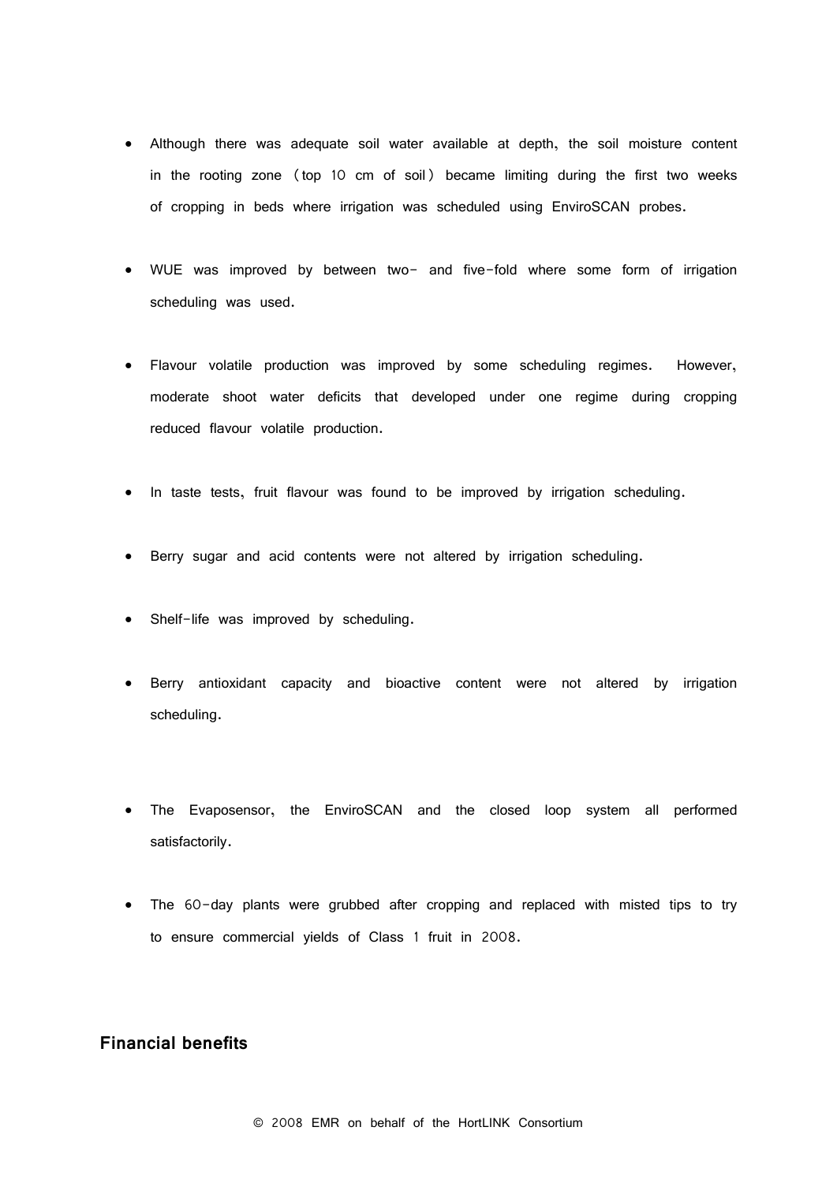- Although there was adequate soil water available at depth, the soil moisture content in the rooting zone (top 10 cm of soil) became limiting during the first two weeks of cropping in beds where irrigation was scheduled using EnviroSCAN probes.
- WUE was improved by between two- and five-fold where some form of irrigation scheduling was used.
- Flavour volatile production was improved by some scheduling regimes. However, moderate shoot water deficits that developed under one regime during cropping reduced flavour volatile production.
- In taste tests, fruit flavour was found to be improved by irrigation scheduling.
- Berry sugar and acid contents were not altered by irrigation scheduling.
- Shelf-life was improved by scheduling.
- Berry antioxidant capacity and bioactive content were not altered by irrigation scheduling.
- The Evaposensor, the EnviroSCAN and the closed loop system all performed satisfactorily.
- The 60-day plants were grubbed after cropping and replaced with misted tips to try to ensure commercial yields of Class 1 fruit in 2008.

## Financial benefits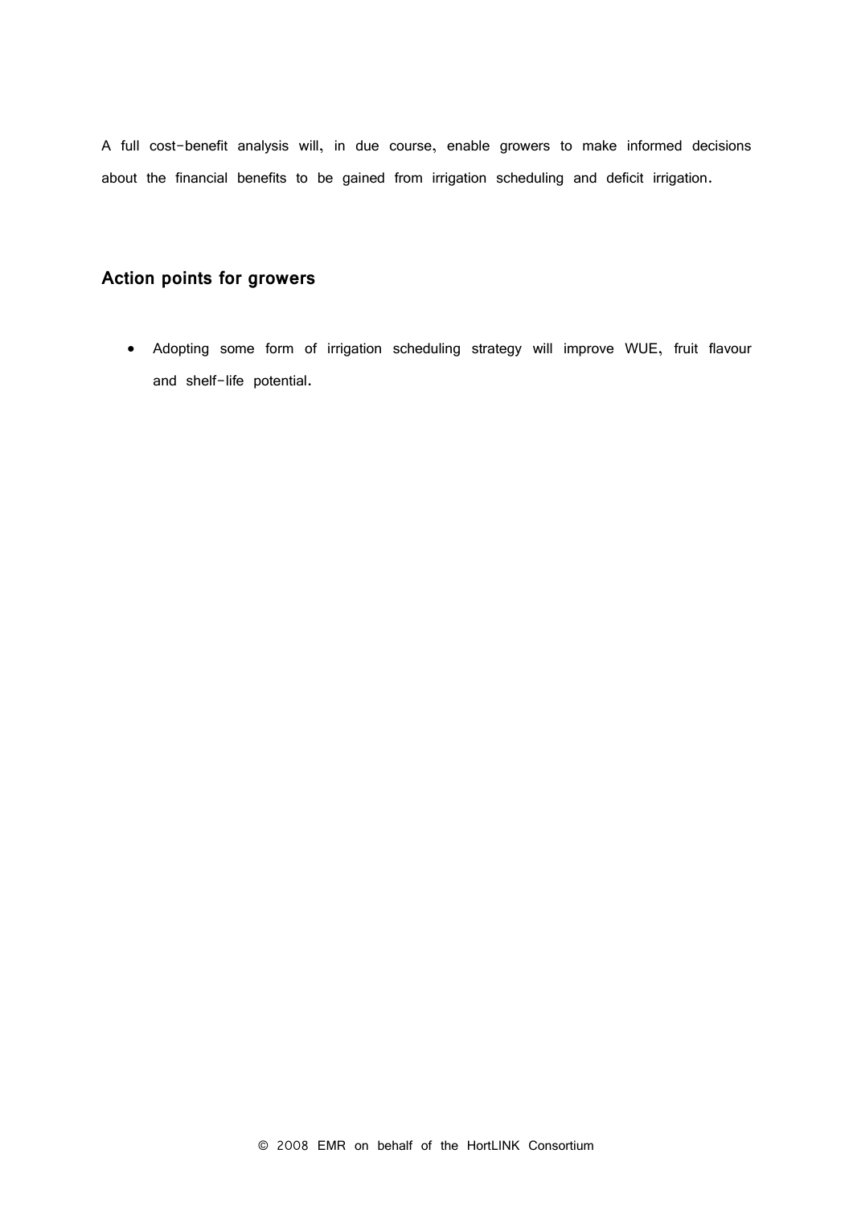A full cost-benefit analysis will, in due course, enable growers to make informed decisions about the financial benefits to be gained from irrigation scheduling and deficit irrigation.

## Action points for growers

- Adopting some form of irrigation scheduling strategy will improve WUE, fruit flavour and shelf-life potential.

© 2008 EMR on behalf of the HortLINK Consortium